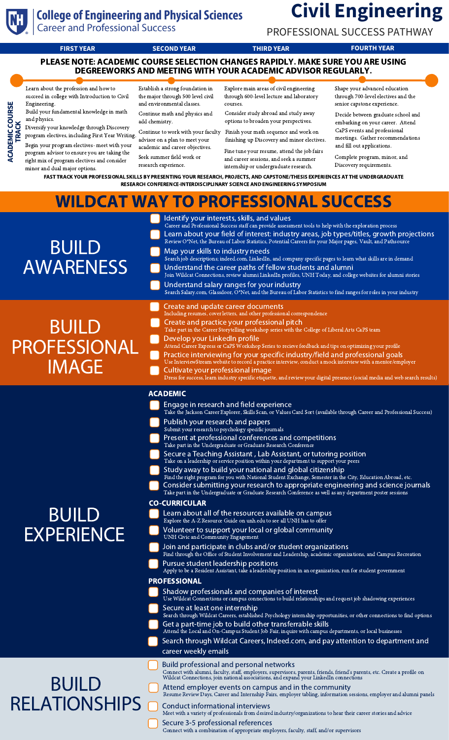# College of Engineering and Physical Sciences
Career and Professional Success

# Civil Engineering

PROFESSIONAL SUCCESS PATHWAY

**PLEASE NOTE: ACADEMIC COURSE SELECTION CHANGES RAPIDLY. MAKE SURE YOU ARE USING DEGREEWORKS AND MEETING WITH YOUR ACADEMIC ADVISOR REGULARLY.**

## ACADEMIC COURSE TRACK

### FIRST YEAR

Learn about the profession and how to succeed in college with Introduction to Civil Engineering.

Build your fundamental knowledge in math and physics.

Diversify your knowledge through Discovery program electives, including First Year Writing.

Begin your program electives- meet with your program advisor to ensure you are taking the right mix of program electives and consider minor and dual major options.

### SECOND YEAR

Establish a strong foundation in the major through 500 level civil and environmental classes.

Continue math and physics and add chemistry.

Continue to work with your faculty advisor on a plan to meet your academic and career objectives.

Seek summer field work or research experience.

### THIRD YEAR

Explore main areas of civil engineering through 600-level lecture and laboratory courses.

Consider study abroad and study away options to broaden your perspectives.

Finish your math sequence and work on finishing up Discovery and minor electives.

Fine tune your resume, attend the job fairs and career sessions, and seek a summer internship or undergraduate research.

### FOURTH YEAR

Shape your advanced education through 700-level electives and the senior capstone experience.

Decide between graduate school and embarking on your career. Attend CaPS events and professional meetings. Gather recommendations and fill out applications.

Complete program, minor, and Discovery requirements.

**FAST TRACK YOUR PROFESSIONAL SKILLS BY PRESENTING YOUR RESEARCH, PROJECTS, AND CAPSTONE/THESIS EXPERIENCES AT THE UNDERGRADUATE RESEARCH CONFERENCE-INTERDISCIPLINARY SCIENCE AND ENGINEERING SYMPOSIUM**

# WILDCAT WAY TO PROFESSIONAL SUCCESS

## BUILD AWARENESS

- Identify your interests, skills, and values
  Career and Professional Success staff can provide assessment tools to help with the exploration process
- Learn about your field of interest: industry areas, job types/titles, growth projections
  Review O*Net, the Bureau of Labor Statistics, Potential Careers for your Major pages, Vault, and Pathsource
- Map your skills to industry needs
  Search job descriptions; indeed.com, LinkedIn, and company specific pages to learn what skills are in demand
- Understand the career paths of fellow students and alumni
  Join Wildcat Connections, review alumni LinkedIn profiles, UNH Today, and college websites for alumni stories
- Understand salary ranges for your industry
  Search Salary.com, Glassdoor, O*Net, and the Bureau of Labor Statistics to find ranges for roles in your industry

## BUILD PROFESSIONAL IMAGE

- Create and update career documents
  Including resumes, cover letters, and other professional correspondence
- Create and practice your professional pitch
  Take part in the Career Storytelling workshop series with the College of Liberal Arts CaPS team
- Develop your LinkedIn profile
  Attend Career Express or CaPS Workshop Series to recieve feedback and tips on optimizing your profile
- Practice interviewing for your specific industry/field and professional goals
  Use InterviewStream website to record a practice interview, conduct a mock interview with a mentor/employer
- Cultivate your professional image
  Dress for success, learn industry specific etiquette, and review your digital presence (social media and web search results)

## BUILD EXPERIENCE

### ACADEMIC

- Engage in research and field experience
  Take the Jackson Career Explorer, Skills Scan, or Values Card Sort (available through Career and Professional Success)
- Publish your research and papers
  Submit your research to psychology specific journals
- Present at professional conferences and competitions
  Take part in the Undergraduate or Graduate Research Conference
- Secure a Teaching Assistant , Lab Assistant, or tutoring position
  Take on a leadership or service position within your department to support your peers
- Study away to build your national and global citizenship
  Find the right program for you with National Student Exchange, Semester in the City, Education Abroad, etc.
- Consider submitting your research to appropriate engineering and science journals
  Take part in the Undergraduate or Graduate Research Conference as well as any department poster sessions

### CO-CURRICULAR

- Learn about all of the resources available on campus
  Explore the A-Z Resource Guide on unh.edu to see all UNH has to offer
- Volunteer to support your local or global community
  UNH Civic and Community Engagement
- Join and participate in clubs and/or student organizations
  Find through the Office of Student Involvement and Leadership, academic organizations, and Campus Recreation
- Pursue student leadership positions
  Apply to be a Resident Assistant, take a leadership position in an organization, run for student government

### PROFESSIONAL

- Shadow professionals and companies of interest
  Use Wildcat Connections or campus connections to build relationships and request job shadowing experiences
- Secure at least one internship
  Search through Wildcat Careers, established Psychology internship opportunities, or other connections to find options
- Get a part-time job to build other transferrable skills
  Attend the Local and On-Campus Student Job Fair, inquire with campus departments, or local businesses
- Search through Wildcat Careers, Indeed.com, and pay attention to department and career weekly emails

## BUILD RELATIONSHIPS

- Build professional and personal networks
  Connect with alumni, faculty, staff, employers, supervisors, parents, friends, friend's parents, etc. Create a profile on Wildcat Connections, join national associations, and expand your LinkedIn connections
- Attend employer events on campus and in the community
  Resume Review Days, Career and Internship Fairs, employer tabling, information sessions, employer and alumni panels
- Conduct informational interviews
  Meet with a variety of professionals from desired industry/organizations to hear their career stories and advice
- Secure 3-5 professional references
  Connect with a combination of appropriate employers, faculty, staff, and/or supervisors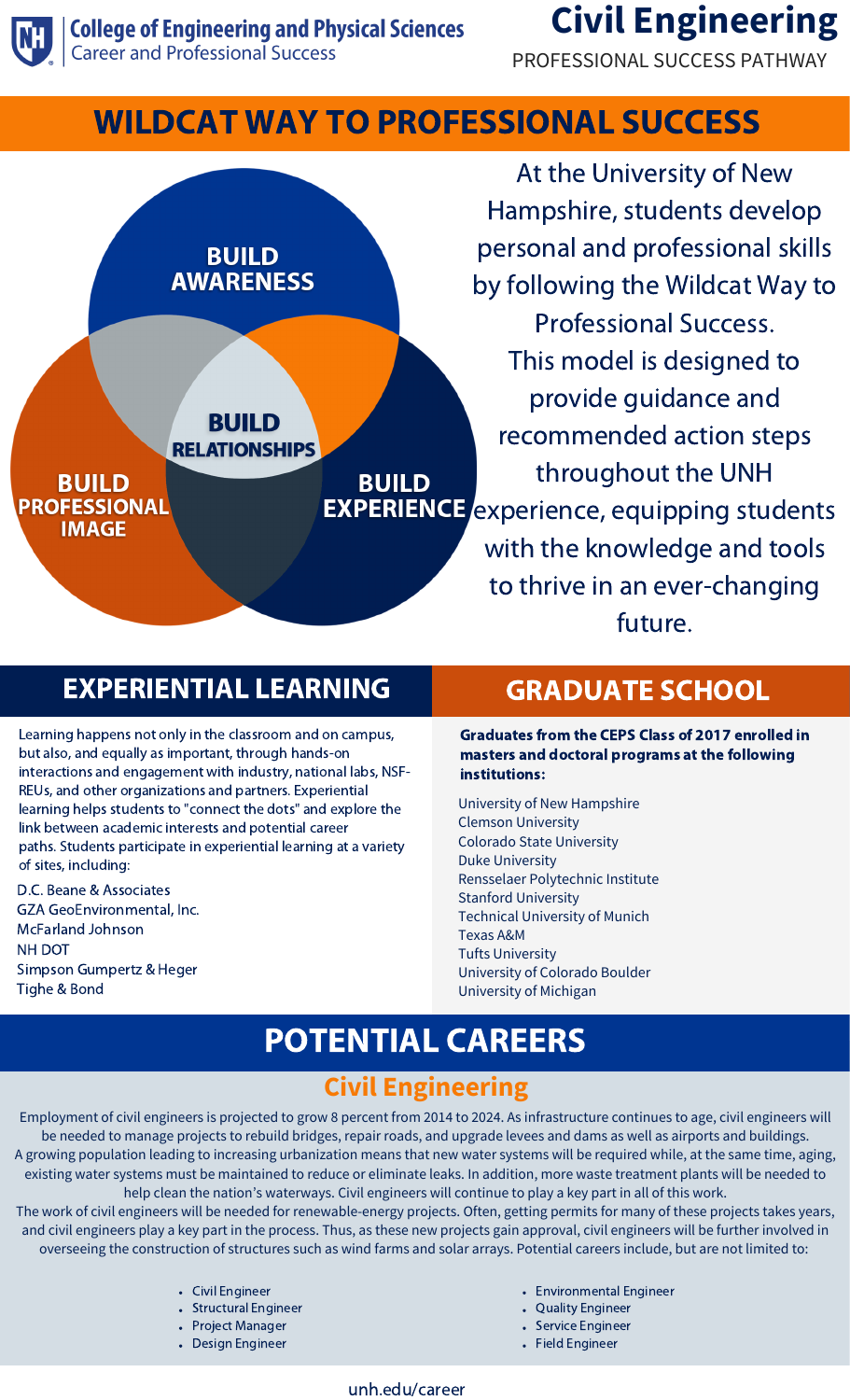College of Engineering and Physical Sciences
Career and Professional Success

# Civil Engineering

PROFESSIONAL SUCCESS PATHWAY

## WILDCAT WAY TO PROFESSIONAL SUCCESS

BUILD AWARENESS

BUILD RELATIONSHIPS

BUILD PROFESSIONAL IMAGE

BUILD EXPERIENCE

At the University of New Hampshire, students develop personal and professional skills by following the Wildcat Way to Professional Success. This model is designed to provide guidance and recommended action steps throughout the UNH experience, equipping students with the knowledge and tools to thrive in an ever-changing future.

## EXPERIENTIAL LEARNING

Learning happens not only in the classroom and on campus, but also, and equally as important, through hands-on interactions and engagement with industry, national labs, NSF-REUs, and other organizations and partners. Experiential learning helps students to "connect the dots" and explore the link between academic interests and potential career paths. Students participate in experiential learning at a variety of sites, including:

D.C. Beane & Associates
GZA GeoEnvironmental, Inc.
McFarland Johnson
NH DOT
Simpson Gumpertz & Heger
Tighe & Bond

## GRADUATE SCHOOL

**Graduates from the CEPS Class of 2017 enrolled in masters and doctoral programs at the following institutions:**

University of New Hampshire
Clemson University
Colorado State University
Duke University
Rensselaer Polytechnic Institute
Stanford University
Technical University of Munich
Texas A&M
Tufts University
University of Colorado Boulder
University of Michigan

## POTENTIAL CAREERS

### Civil Engineering

Employment of civil engineers is projected to grow 8 percent from 2014 to 2024. As infrastructure continues to age, civil engineers will be needed to manage projects to rebuild bridges, repair roads, and upgrade levees and dams as well as airports and buildings. A growing population leading to increasing urbanization means that new water systems will be required while, at the same time, aging, existing water systems must be maintained to reduce or eliminate leaks. In addition, more waste treatment plants will be needed to help clean the nation's waterways. Civil engineers will continue to play a key part in all of this work.
The work of civil engineers will be needed for renewable-energy projects. Often, getting permits for many of these projects takes years, and civil engineers play a key part in the process. Thus, as these new projects gain approval, civil engineers will be further involved in overseeing the construction of structures such as wind farms and solar arrays. Potential careers include, but are not limited to:

- Civil Engineer
- Structural Engineer
- Project Manager
- Design Engineer
- Environmental Engineer
- Quality Engineer
- Service Engineer
- Field Engineer

unh.edu/career